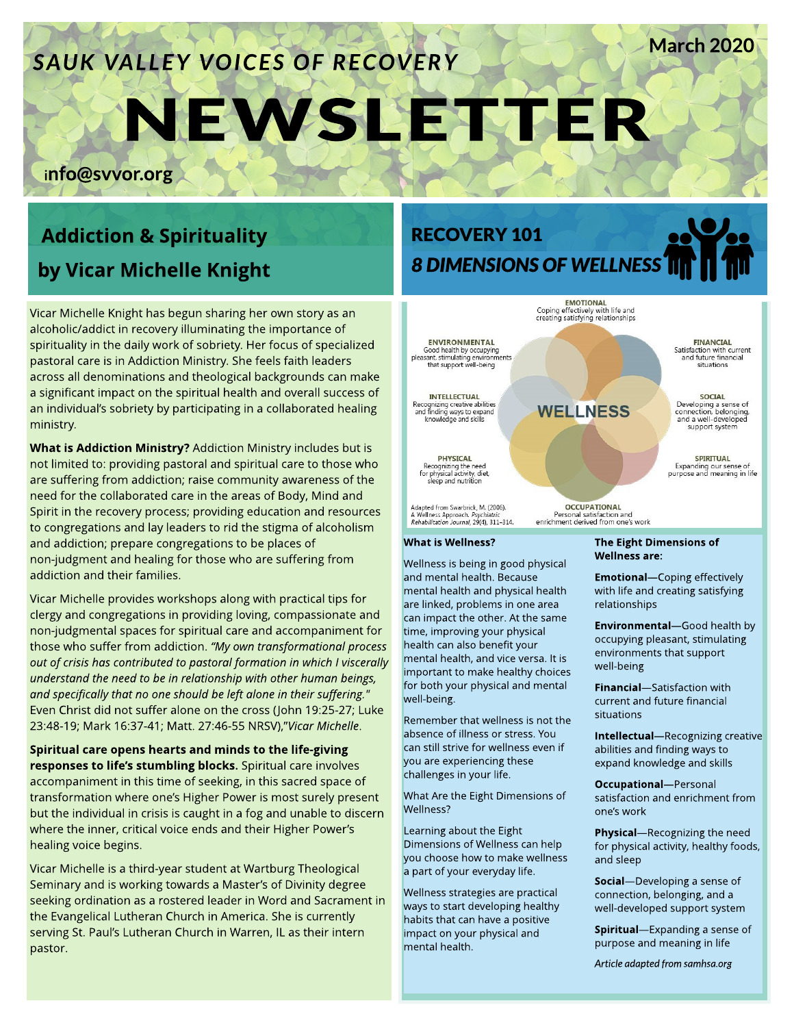# SAUK VALLEY VOICES OF RECOVERY NEWSLETTER

March 2020

info@svvor.org

## Addiction & Spirituality by Vicar Michelle Knight

Vicar Michelle Knight has begun sharing her own story as an alcoholic/addict in recovery illuminating the importance of spirituality in the daily work of sobriety. Her focus of specialized pastoral care is in Addiction Ministry. She feels faith leaders across all denominations and theological backgrounds can make a significant impact on the spiritual health and overall success of an individual's sobriety by participating in a collaborated healing ministry.

**What is Addiction Ministry?** Addiction Ministry includes but is not limited to: providing pastoral and spiritual care to those who are suffering from addiction; raise community awareness of the need for the collaborated care in the areas of Body, Mind and Spirit in the recovery process; providing education and resources to congregations and lay leaders to rid the stigma of alcoholism and addiction; prepare congregations to be places of non-judgment and healing for those who are suffering from addiction and their families.

Vicar Michelle provides workshops along with practical tips for clergy and congregations in providing loving, compassionate and non-judgmental spaces for spiritual care and accompaniment for those who suffer from addiction. *"My own transformational process out of crisis has contributed to pastoral formation in which I viscerally understand the need to be in relationship with other human beings, and specifically that no one should be left alone in their suffering."* Even Christ did not suffer alone on the cross (John 19:25-27; Luke 23:48-19; Mark 16:37-41; Matt. 27:46-55 NRSV),"*Vicar Michelle*.

**Spiritual care opens hearts and minds to the life-giving responses to life's stumbling blocks.** Spiritual care involves accompaniment in this time of seeking, in this sacred space of transformation where one's Higher Power is most surely present but the individual in crisis is caught in a fog and unable to discern where the inner, critical voice ends and their Higher Power's healing voice begins.

Vicar Michelle is a third-year student at Wartburg Theological Seminary and is working towards a Master's of Divinity degree seeking ordination as a rostered leader in Word and Sacrament in the Evangelical Lutheran Church in America. She is currently serving St. Paul's Lutheran Church in Warren, IL as their intern pastor.

## RECOVERY 101

## *8 DIMENSIONS OF WELLNESS*

WELLNESS

EMOTIONAL — Coping effectively with life and creating satisfying relationships

FINANCIAL — Satisfaction with current and future financial situations

SOCIAL — Developing a sense of connection, belonging, and a well-developed support system

SPIRITUAL — Expanding our sense of purpose and meaning in life

OCCUPATIONAL — Personal satisfaction and enrichment derived from one's work

PHYSICAL — Recognizing the need for physical activity, diet, sleep and nutrition

INTELLECTUAL — Recognizing creative abilities and finding ways to expand knowledge and skills

ENVIRONMENTAL — Good health by occupying pleasant, stimulating environments that support well-being

Adapted from Swarbrick, M. (2006). A Wellness Approach. *Psychiatric Rehabilitation Journal*, 29(4), 311–314.

### What is Wellness?

Wellness is being in good physical and mental health. Because mental health and physical health are linked, problems in one area can impact the other. At the same time, improving your physical health can also benefit your mental health, and vice versa. It is important to make healthy choices for both your physical and mental well-being.

Remember that wellness is not the absence of illness or stress. You can still strive for wellness even if you are experiencing these challenges in your life.

What Are the Eight Dimensions of Wellness?

Learning about the Eight Dimensions of Wellness can help you choose how to make wellness a part of your everyday life.

Wellness strategies are practical ways to start developing healthy habits that can have a positive impact on your physical and mental health.

### The Eight Dimensions of Wellness are:

**Emotional**—Coping effectively with life and creating satisfying relationships

**Environmental**—Good health by occupying pleasant, stimulating environments that support well-being

**Financial**—Satisfaction with current and future financial situations

**Intellectual**—Recognizing creative abilities and finding ways to expand knowledge and skills

**Occupational**—Personal satisfaction and enrichment from one's work

**Physical**—Recognizing the need for physical activity, healthy foods, and sleep

**Social**—Developing a sense of connection, belonging, and a well-developed support system

**Spiritual**—Expanding a sense of purpose and meaning in life

*Article adapted from samhsa.org*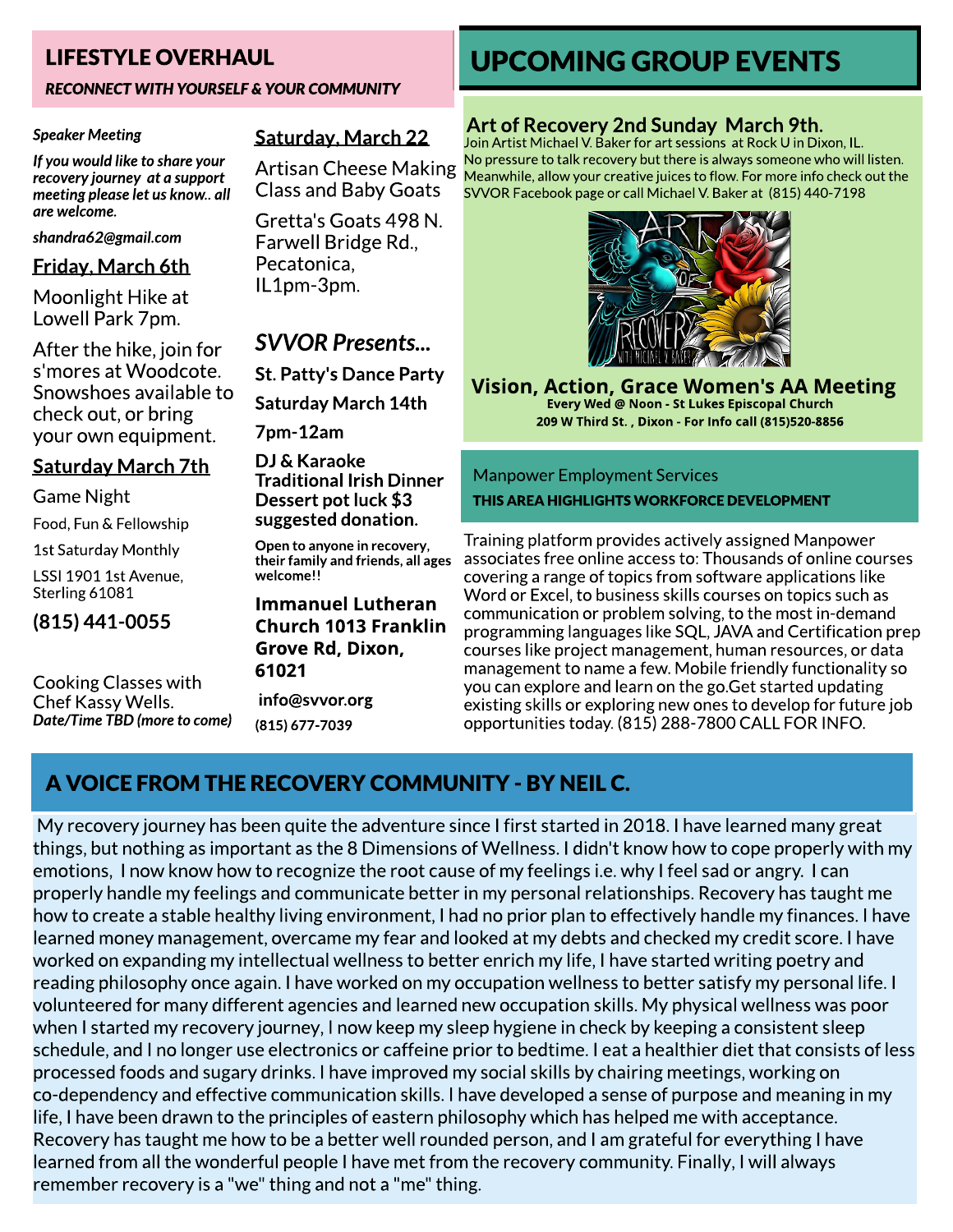## LIFESTYLE OVERHAUL

***RECONNECT WITH YOURSELF & YOUR COMMUNITY***

*Speaker Meeting*

***If you would like to share your recovery journey at a support meeting please let us know.. all are welcome.***

***shandra62@gmail.com***

**Friday, March 6th**

Moonlight Hike at Lowell Park 7pm.

After the hike, join for s'mores at Woodcote. Snowshoes available to check out, or bring your own equipment.

**Saturday March 7th**

Game Night

Food, Fun & Fellowship

1st Saturday Monthly

LSSI 1901 1st Avenue, Sterling 61081

**(815) 441-0055**

Cooking Classes with Chef Kassy Wells.
*Date/Time TBD (more to come)*

**Saturday, March 22**

Artisan Cheese Making Class and Baby Goats

Gretta's Goats 498 N. Farwell Bridge Rd., Pecatonica, IL1pm-3pm.

### *SVVOR Presents...*

**St. Patty's Dance Party**

**Saturday March 14th**

**7pm-12am**

**DJ & Karaoke**
**Traditional Irish Dinner**
**Dessert pot luck $3 suggested donation.**

**Open to anyone in recovery, their family and friends, all ages welcome!!**

**Immanuel Lutheran Church 1013 Franklin Grove Rd, Dixon, 61021**

**info@svvor.org**

**(815) 677-7039**

## UPCOMING GROUP EVENTS

### Art of Recovery 2nd Sunday March 9th.

Join Artist Michael V. Baker for art sessions at Rock U in Dixon, IL. No pressure to talk recovery but there is always someone who will listen. Meanwhile, allow your creative juices to flow. For more info check out the SVVOR Facebook page or call Michael V. Baker at (815) 440-7198

### Vision, Action, Grace Women's AA Meeting

**Every Wed @ Noon - St Lukes Episcopal Church**
**209 W Third St. , Dixon - For Info call (815)520-8856**

Manpower Employment Services

**THIS AREA HIGHLIGHTS WORKFORCE DEVELOPMENT**

Training platform provides actively assigned Manpower associates free online access to: Thousands of online courses covering a range of topics from software applications like Word or Excel, to business skills courses on topics such as communication or problem solving, to the most in-demand programming languages like SQL, JAVA and Certification prep courses like project management, human resources, or data management to name a few. Mobile friendly functionality so you can explore and learn on the go.Get started updating existing skills or exploring new ones to develop for future job opportunities today. (815) 288-7800 CALL FOR INFO.

## A VOICE FROM THE RECOVERY COMMUNITY - BY NEIL C.

My recovery journey has been quite the adventure since I first started in 2018. I have learned many great things, but nothing as important as the 8 Dimensions of Wellness. I didn't know how to cope properly with my emotions, I now know how to recognize the root cause of my feelings i.e. why I feel sad or angry. I can properly handle my feelings and communicate better in my personal relationships. Recovery has taught me how to create a stable healthy living environment, I had no prior plan to effectively handle my finances. I have learned money management, overcame my fear and looked at my debts and checked my credit score. I have worked on expanding my intellectual wellness to better enrich my life, I have started writing poetry and reading philosophy once again. I have worked on my occupation wellness to better satisfy my personal life. I volunteered for many different agencies and learned new occupation skills. My physical wellness was poor when I started my recovery journey, I now keep my sleep hygiene in check by keeping a consistent sleep schedule, and I no longer use electronics or caffeine prior to bedtime. I eat a healthier diet that consists of less processed foods and sugary drinks. I have improved my social skills by chairing meetings, working on co-dependency and effective communication skills. I have developed a sense of purpose and meaning in my life, I have been drawn to the principles of eastern philosophy which has helped me with acceptance. Recovery has taught me how to be a better well rounded person, and I am grateful for everything I have learned from all the wonderful people I have met from the recovery community. Finally, I will always remember recovery is a "we" thing and not a "me" thing.